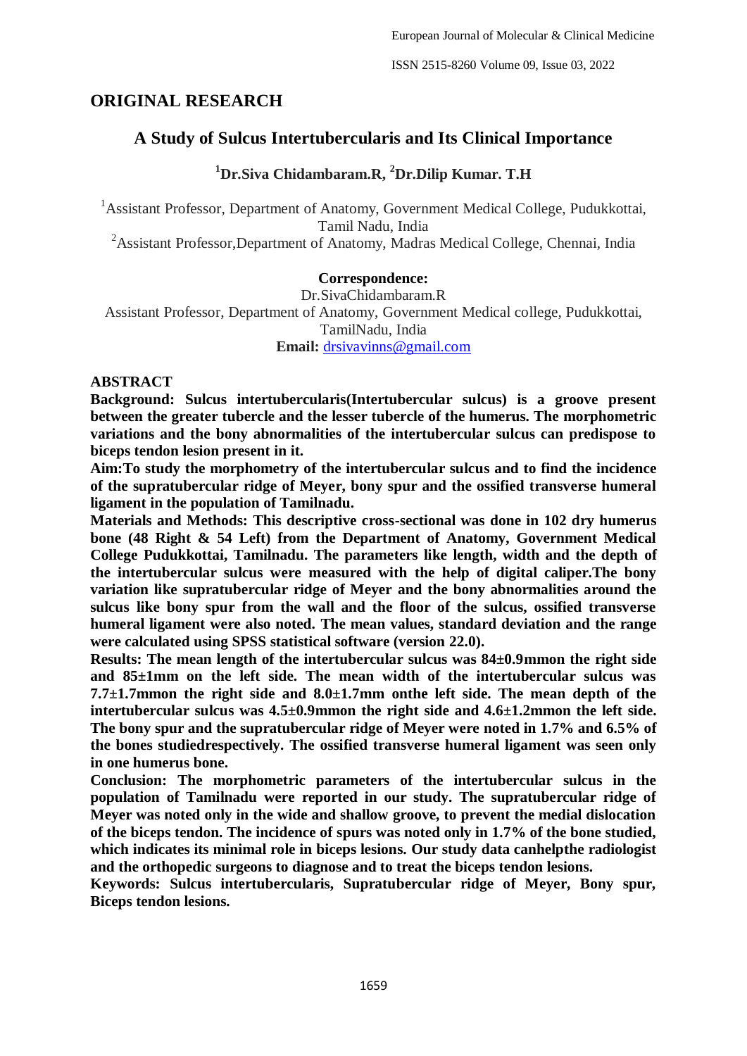## ORIGINAL RESEARCH

# A Study of Sulcus Intertubercularis and Its Clinical Importance

**[1]Dr.Siva Chidambaram.R, [2]Dr.Dilip Kumar. T.H**

[1]Assistant Professor, Department of Anatomy, Government Medical College, Pudukkottai, Tamil Nadu, India

[2]Assistant Professor,Department of Anatomy, Madras Medical College, Chennai, India

**Correspondence:**

Dr.SivaChidambaram.R

Assistant Professor, Department of Anatomy, Government Medical college, Pudukkottai, TamilNadu, India

**Email:** drsivavinns@gmail.com

## ABSTRACT

**Background: Sulcus intertubercularis(Intertubercular sulcus) is a groove present between the greater tubercle and the lesser tubercle of the humerus. The morphometric variations and the bony abnormalities of the intertubercular sulcus can predispose to biceps tendon lesion present in it.**

**Aim:To study the morphometry of the intertubercular sulcus and to find the incidence of the supratubercular ridge of Meyer, bony spur and the ossified transverse humeral ligament in the population of Tamilnadu.**

**Materials and Methods: This descriptive cross-sectional was done in 102 dry humerus bone (48 Right & 54 Left) from the Department of Anatomy, Government Medical College Pudukkottai, Tamilnadu. The parameters like length, width and the depth of the intertubercular sulcus were measured with the help of digital caliper.The bony variation like supratubercular ridge of Meyer and the bony abnormalities around the sulcus like bony spur from the wall and the floor of the sulcus, ossified transverse humeral ligament were also noted. The mean values, standard deviation and the range were calculated using SPSS statistical software (version 22.0).**

**Results: The mean length of the intertubercular sulcus was 84±0.9mmon the right side and 85±1mm on the left side. The mean width of the intertubercular sulcus was 7.7±1.7mmon the right side and 8.0±1.7mm onthe left side. The mean depth of the intertubercular sulcus was 4.5±0.9mmon the right side and 4.6±1.2mmon the left side. The bony spur and the supratubercular ridge of Meyer were noted in 1.7% and 6.5% of the bones studiedrespectively. The ossified transverse humeral ligament was seen only in one humerus bone.**

**Conclusion: The morphometric parameters of the intertubercular sulcus in the population of Tamilnadu were reported in our study. The supratubercular ridge of Meyer was noted only in the wide and shallow groove, to prevent the medial dislocation of the biceps tendon. The incidence of spurs was noted only in 1.7% of the bone studied, which indicates its minimal role in biceps lesions. Our study data canhelpthe radiologist and the orthopedic surgeons to diagnose and to treat the biceps tendon lesions.**

**Keywords: Sulcus intertubercularis, Supratubercular ridge of Meyer, Bony spur, Biceps tendon lesions.**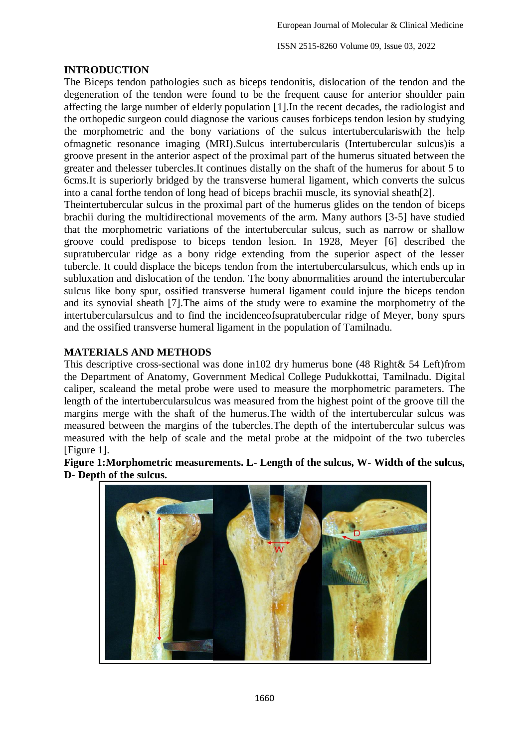## INTRODUCTION

The Biceps tendon pathologies such as biceps tendonitis, dislocation of the tendon and the degeneration of the tendon were found to be the frequent cause for anterior shoulder pain affecting the large number of elderly population [1].In the recent decades, the radiologist and the orthopedic surgeon could diagnose the various causes forbiceps tendon lesion by studying the morphometric and the bony variations of the sulcus intertubercularis with the help ofmagnetic resonance imaging (MRI).Sulcus intertubercularis (Intertubercular sulcus)is a groove present in the anterior aspect of the proximal part of the humerus situated between the greater and thelesser tubercles.It continues distally on the shaft of the humerus for about 5 to 6cms.It is superiorly bridged by the transverse humeral ligament, which converts the sulcus into a canal forthe tendon of long head of biceps brachii muscle, its synovial sheath[2].

Theintertubercular sulcus in the proximal part of the humerus glides on the tendon of biceps brachii during the multidirectional movements of the arm. Many authors [3-5] have studied that the morphometric variations of the intertubercular sulcus, such as narrow or shallow groove could predispose to biceps tendon lesion. In 1928, Meyer [6] described the supratubercular ridge as a bony ridge extending from the superior aspect of the lesser tubercle. It could displace the biceps tendon from the intertubercularsulcus, which ends up in subluxation and dislocation of the tendon. The bony abnormalities around the intertubercular sulcus like bony spur, ossified transverse humeral ligament could injure the biceps tendon and its synovial sheath [7].The aims of the study were to examine the morphometry of the intertubercularsulcus and to find the incidenceofsupratubercular ridge of Meyer, bony spurs and the ossified transverse humeral ligament in the population of Tamilnadu.

## MATERIALS AND METHODS

This descriptive cross-sectional was done in102 dry humerus bone (48 Right& 54 Left)from the Department of Anatomy, Government Medical College Pudukkottai, Tamilnadu. Digital caliper, scaleand the metal probe were used to measure the morphometric parameters. The length of the intertubercularsulcus was measured from the highest point of the groove till the margins merge with the shaft of the humerus.The width of the intertubercular sulcus was measured between the margins of the tubercles.The depth of the intertubercular sulcus was measured with the help of scale and the metal probe at the midpoint of the two tubercles [Figure 1].

**Figure 1:Morphometric measurements. L- Length of the sulcus, W- Width of the sulcus, D- Depth of the sulcus.**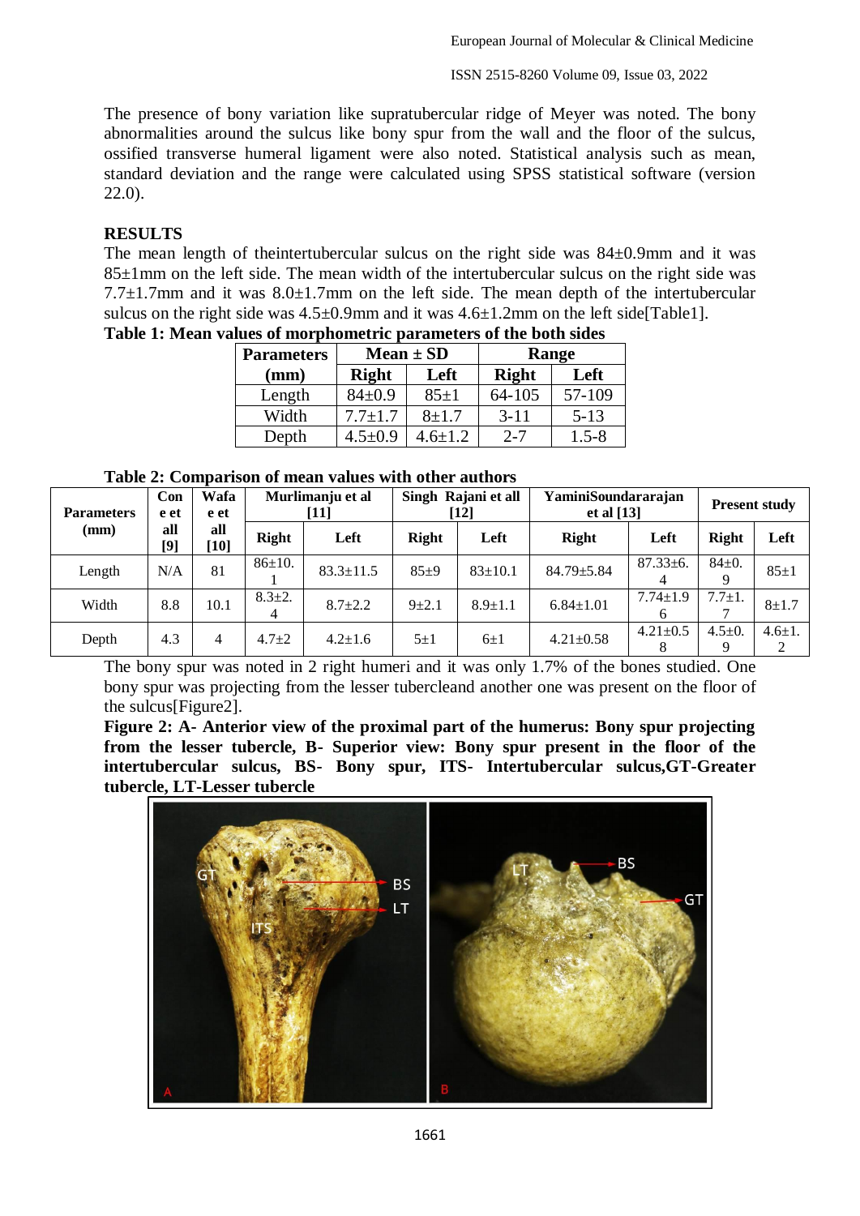The presence of bony variation like supratubercular ridge of Meyer was noted. The bony abnormalities around the sulcus like bony spur from the wall and the floor of the sulcus, ossified transverse humeral ligament were also noted. Statistical analysis such as mean, standard deviation and the range were calculated using SPSS statistical software (version 22.0).

## RESULTS

The mean length of theintertubercular sulcus on the right side was 84±0.9mm and it was 85±1mm on the left side. The mean width of the intertubercular sulcus on the right side was 7.7±1.7mm and it was 8.0±1.7mm on the left side. The mean depth of the intertubercular sulcus on the right side was 4.5±0.9mm and it was 4.6±1.2mm on the left side[Table1].

**Table 1: Mean values of morphometric parameters of the both sides**

| Parameters (mm) | Mean ± SD | | Range | |
|---|---|---|---|---|
| | Right | Left | Right | Left |
| Length | 84±0.9 | 85±1 | 64-105 | 57-109 |
| Width | 7.7±1.7 | 8±1.7 | 3-11 | 5-13 |
| Depth | 4.5±0.9 | 4.6±1.2 | 2-7 | 1.5-8 |

**Table 2: Comparison of mean values with other authors**

| Parameters (mm) | Cone et all [9] | Wafae et all [10] | Murlimanju et al [11] | | Singh Rajani et all [12] | | YaminiSoundararajan et al [13] | | Present study | |
|---|---|---|---|---|---|---|---|---|---|---|
| | | | Right | Left | Right | Left | Right | Left | Right | Left |
| Length | N/A | 81 | 86±10.1 | 83.3±11.5 | 85±9 | 83±10.1 | 84.79±5.84 | 87.33±6.4 | 84±0.9 | 85±1 |
| Width | 8.8 | 10.1 | 8.3±2.4 | 8.7±2.2 | 9±2.1 | 8.9±1.1 | 6.84±1.01 | 7.74±1.96 | 7.7±1.7 | 8±1.7 |
| Depth | 4.3 | 4 | 4.7±2 | 4.2±1.6 | 5±1 | 6±1 | 4.21±0.58 | 4.21±0.58 | 4.5±0.9 | 4.6±1.2 |

The bony spur was noted in 2 right humeri and it was only 1.7% of the bones studied. One bony spur was projecting from the lesser tubercleand another one was present on the floor of the sulcus[Figure2].

**Figure 2: A- Anterior view of the proximal part of the humerus: Bony spur projecting from the lesser tubercle, B- Superior view: Bony spur present in the floor of the intertubercular sulcus, BS- Bony spur, ITS- Intertubercular sulcus,GT-Greater tubercle, LT-Lesser tubercle**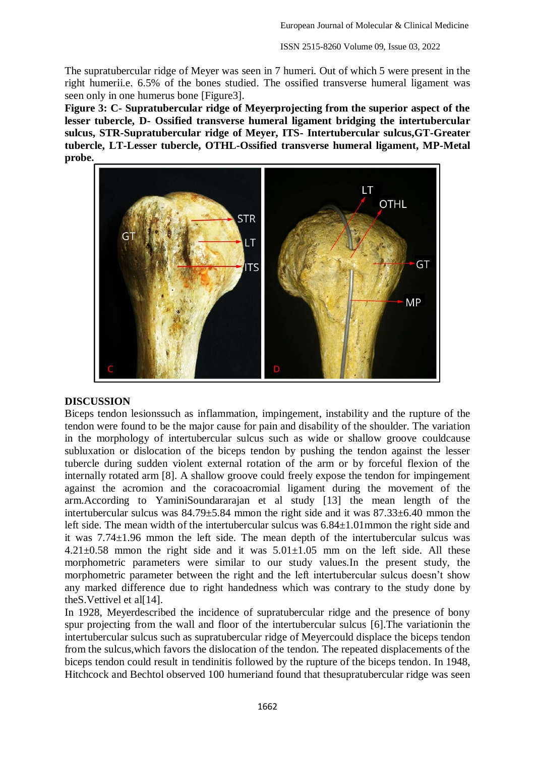The supratubercular ridge of Meyer was seen in 7 humeri. Out of which 5 were present in the right humerii.e. 6.5% of the bones studied. The ossified transverse humeral ligament was seen only in one humerus bone [Figure3].

**Figure 3: C- Supratubercular ridge of Meyerprojecting from the superior aspect of the lesser tubercle, D- Ossified transverse humeral ligament bridging the intertubercular sulcus, STR-Supratubercular ridge of Meyer, ITS- Intertubercular sulcus,GT-Greater tubercle, LT-Lesser tubercle, OTHL-Ossified transverse humeral ligament, MP-Metal probe.**

## DISCUSSION

Biceps tendon lesionssuch as inflammation, impingement, instability and the rupture of the tendon were found to be the major cause for pain and disability of the shoulder. The variation in the morphology of intertubercular sulcus such as wide or shallow groove couldcause subluxation or dislocation of the biceps tendon by pushing the tendon against the lesser tubercle during sudden violent external rotation of the arm or by forceful flexion of the internally rotated arm [8]. A shallow groove could freely expose the tendon for impingement against the acromion and the coracoacromial ligament during the movement of the arm.According to YaminiSoundararajan et al study [13] the mean length of the intertubercular sulcus was 84.79±5.84 mmon the right side and it was 87.33±6.40 mmon the left side. The mean width of the intertubercular sulcus was 6.84±1.01mmon the right side and it was 7.74±1.96 mmon the left side. The mean depth of the intertubercular sulcus was 4.21±0.58 mmon the right side and it was 5.01±1.05 mm on the left side. All these morphometric parameters were similar to our study values.In the present study, the morphometric parameter between the right and the left intertubercular sulcus doesn't show any marked difference due to right handedness which was contrary to the study done by theS.Vettivel et al[14].

In 1928, Meyerdescribed the incidence of supratubercular ridge and the presence of bony spur projecting from the wall and floor of the intertubercular sulcus [6].The variationin the intertubercular sulcus such as supratubercular ridge of Meyercould displace the biceps tendon from the sulcus,which favors the dislocation of the tendon. The repeated displacements of the biceps tendon could result in tendinitis followed by the rupture of the biceps tendon. In 1948, Hitchcock and Bechtol observed 100 humeriand found that thesupratubercular ridge was seen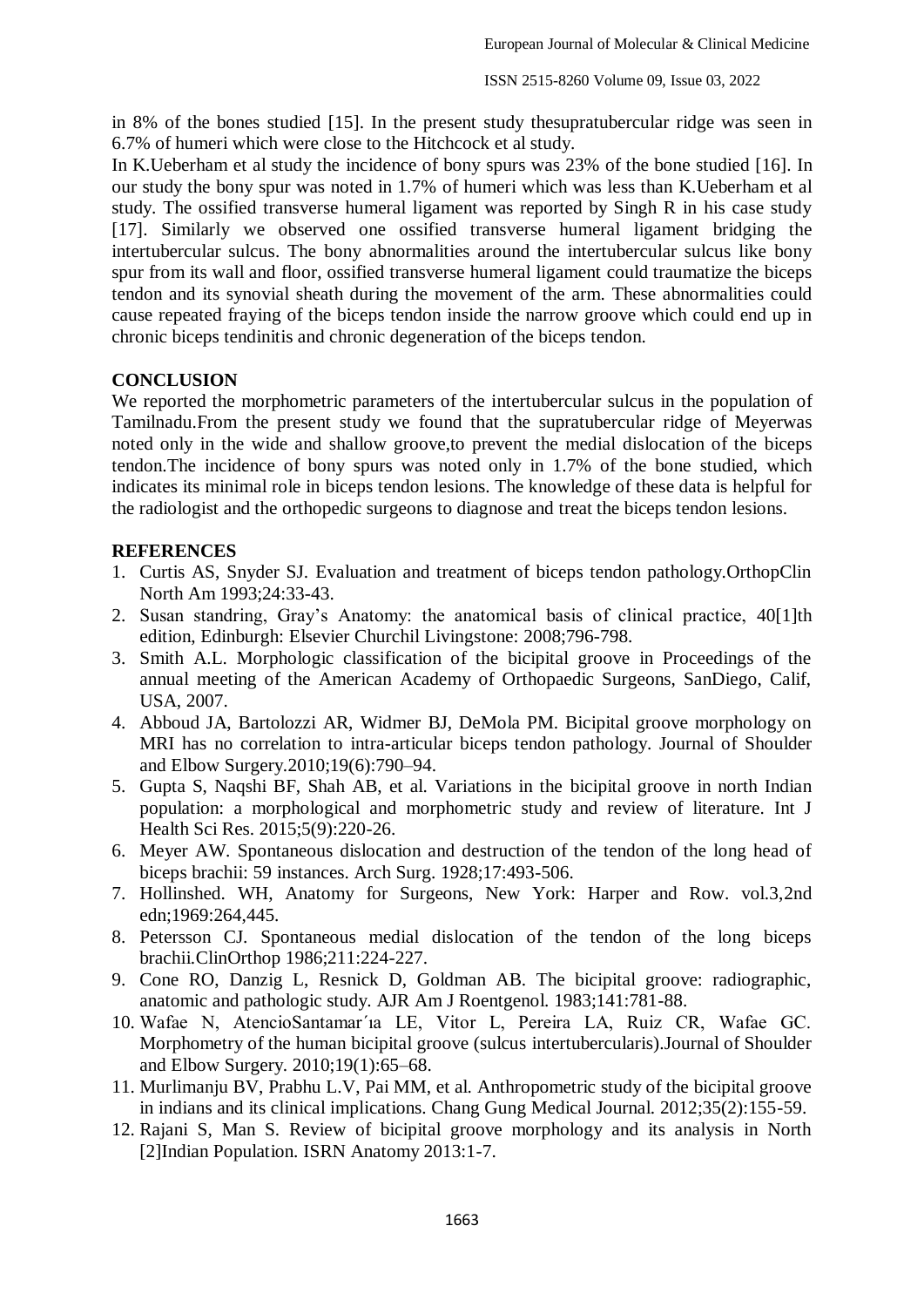in 8% of the bones studied [15]. In the present study thesupratubercular ridge was seen in 6.7% of humeri which were close to the Hitchcock et al study.

In K.Ueberham et al study the incidence of bony spurs was 23% of the bone studied [16]. In our study the bony spur was noted in 1.7% of humeri which was less than K.Ueberham et al study. The ossified transverse humeral ligament was reported by Singh R in his case study [17]. Similarly we observed one ossified transverse humeral ligament bridging the intertubercular sulcus. The bony abnormalities around the intertubercular sulcus like bony spur from its wall and floor, ossified transverse humeral ligament could traumatize the biceps tendon and its synovial sheath during the movement of the arm. These abnormalities could cause repeated fraying of the biceps tendon inside the narrow groove which could end up in chronic biceps tendinitis and chronic degeneration of the biceps tendon.

## CONCLUSION

We reported the morphometric parameters of the intertubercular sulcus in the population of Tamilnadu.From the present study we found that the supratubercular ridge of Meyerwas noted only in the wide and shallow groove,to prevent the medial dislocation of the biceps tendon.The incidence of bony spurs was noted only in 1.7% of the bone studied, which indicates its minimal role in biceps tendon lesions. The knowledge of these data is helpful for the radiologist and the orthopedic surgeons to diagnose and treat the biceps tendon lesions.

## REFERENCES

1. Curtis AS, Snyder SJ. Evaluation and treatment of biceps tendon pathology.OrthopClin North Am 1993;24:33-43.
2. Susan standring, Gray's Anatomy: the anatomical basis of clinical practice, 40[1]th edition, Edinburgh: Elsevier Churchil Livingstone: 2008;796-798.
3. Smith A.L. Morphologic classification of the bicipital groove in Proceedings of the annual meeting of the American Academy of Orthopaedic Surgeons, SanDiego, Calif, USA, 2007.
4. Abboud JA, Bartolozzi AR, Widmer BJ, DeMola PM. Bicipital groove morphology on MRI has no correlation to intra-articular biceps tendon pathology. Journal of Shoulder and Elbow Surgery.2010;19(6):790–94.
5. Gupta S, Naqshi BF, Shah AB, et al. Variations in the bicipital groove in north Indian population: a morphological and morphometric study and review of literature. Int J Health Sci Res. 2015;5(9):220-26.
6. Meyer AW. Spontaneous dislocation and destruction of the tendon of the long head of biceps brachii: 59 instances. Arch Surg. 1928;17:493-506.
7. Hollinshed. WH, Anatomy for Surgeons, New York: Harper and Row. vol.3,2nd edn;1969:264,445.
8. Petersson CJ. Spontaneous medial dislocation of the tendon of the long biceps brachii.ClinOrthop 1986;211:224-227.
9. Cone RO, Danzig L, Resnick D, Goldman AB. The bicipital groove: radiographic, anatomic and pathologic study. AJR Am J Roentgenol. 1983;141:781-88.
10. Wafae N, AtencioSantamar´ıa LE, Vitor L, Pereira LA, Ruiz CR, Wafae GC. Morphometry of the human bicipital groove (sulcus intertubercularis).Journal of Shoulder and Elbow Surgery. 2010;19(1):65–68.
11. Murlimanju BV, Prabhu L.V, Pai MM, et al. Anthropometric study of the bicipital groove in indians and its clinical implications. Chang Gung Medical Journal. 2012;35(2):155-59.
12. Rajani S, Man S. Review of bicipital groove morphology and its analysis in North [2]Indian Population. ISRN Anatomy 2013:1-7.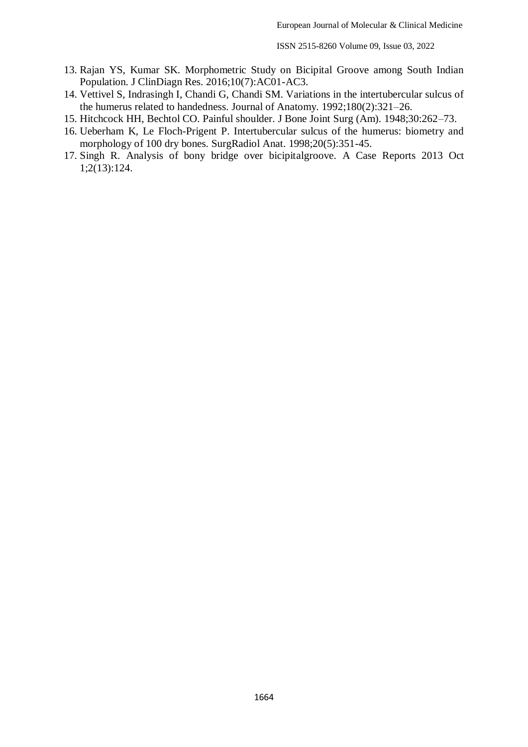13. Rajan YS, Kumar SK. Morphometric Study on Bicipital Groove among South Indian Population. J ClinDiagn Res. 2016;10(7):AC01-AC3.
14. Vettivel S, Indrasingh I, Chandi G, Chandi SM. Variations in the intertubercular sulcus of the humerus related to handedness. Journal of Anatomy. 1992;180(2):321–26.
15. Hitchcock HH, Bechtol CO. Painful shoulder. J Bone Joint Surg (Am). 1948;30:262–73.
16. Ueberham K, Le Floch-Prigent P. Intertubercular sulcus of the humerus: biometry and morphology of 100 dry bones. SurgRadiol Anat. 1998;20(5):351-45.
17. Singh R. Analysis of bony bridge over bicipitalgroove. A Case Reports 2013 Oct 1;2(13):124.